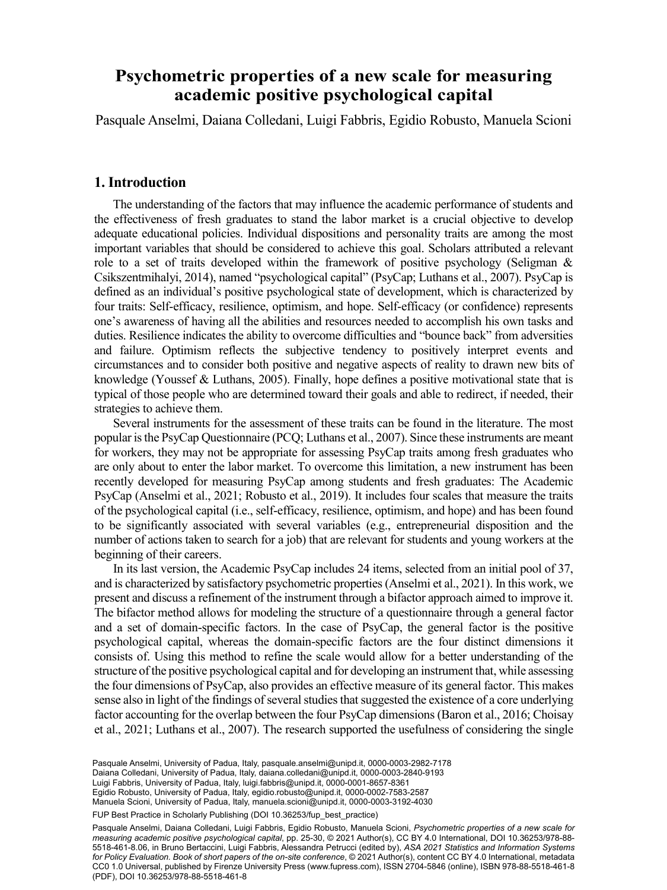# Psychometric properties of a new scale for measuring academic positive psychological capital

Pasquale Anselmi, Daiana Colledani, Luigi Fabbris, Egidio Robusto, Manuela Scioni

## 1. Introduction

The understanding of the factors that may influence the academic performance of students and the effectiveness of fresh graduates to stand the labor market is a crucial objective to develop adequate educational policies. Individual dispositions and personality traits are among the most important variables that should be considered to achieve this goal. Scholars attributed a relevant role to a set of traits developed within the framework of positive psychology (Seligman & Csikszentmihalyi, 2014), named "psychological capital" (PsyCap; Luthans et al., 2007). PsyCap is defined as an individual's positive psychological state of development, which is characterized by four traits: Self-efficacy, resilience, optimism, and hope. Self-efficacy (or confidence) represents one's awareness of having all the abilities and resources needed to accomplish his own tasks and duties. Resilience indicates the ability to overcome difficulties and "bounce back" from adversities and failure. Optimism reflects the subjective tendency to positively interpret events and circumstances and to consider both positive and negative aspects of reality to drawn new bits of knowledge (Youssef & Luthans, 2005). Finally, hope defines a positive motivational state that is typical of those people who are determined toward their goals and able to redirect, if needed, their strategies to achieve them.

Several instruments for the assessment of these traits can be found in the literature. The most popular is the PsyCap Questionnaire (PCQ; Luthans et al., 2007). Since these instruments are meant for workers, they may not be appropriate for assessing PsyCap traits among fresh graduates who are only about to enter the labor market. To overcome this limitation, a new instrument has been recently developed for measuring PsyCap among students and fresh graduates: The Academic PsyCap (Anselmi et al., 2021; Robusto et al., 2019). It includes four scales that measure the traits of the psychological capital (i.e., self-efficacy, resilience, optimism, and hope) and has been found to be significantly associated with several variables (e.g., entrepreneurial disposition and the number of actions taken to search for a job) that are relevant for students and young workers at the beginning of their careers.

In its last version, the Academic PsyCap includes 24 items, selected from an initial pool of 37, and is characterized by satisfactory psychometric properties (Anselmi et al., 2021). In this work, we present and discuss a refinement of the instrument through a bifactor approach aimed to improve it. The bifactor method allows for modeling the structure of a questionnaire through a general factor and a set of domain-specific factors. In the case of PsyCap, the general factor is the positive psychological capital, whereas the domain-specific factors are the four distinct dimensions it consists of. Using this method to refine the scale would allow for a better understanding of the structure of the positive psychological capital and for developing an instrument that, while assessing the four dimensions of PsyCap, also provides an effective measure of its general factor. This makes sense also in light of the findings of several studies that suggested the existence of a core underlying factor accounting for the overlap between the four PsyCap dimensions (Baron et al., 2016; Choisay et al., 2021; Luthans et al., 2007). The research supported the usefulness of considering the single

Pasquale Anselmi, University of Padua, Italy, pasquale.anselmi@unipd.it, 0000-0003-2982-7178
Daiana Colledani, University of Padua, Italy, daiana.colledani@unipd.it, 0000-0003-2840-9193
Luigi Fabbris, University of Padua, Italy, luigi.fabbris@unipd.it, 0000-0001-8657-8361
Egidio Robusto, University of Padua, Italy, egidio.robusto@unipd.it, 0000-0002-7583-2587
Manuela Scioni, University of Padua, Italy, manuela.scioni@unipd.it, 0000-0003-3192-4030

FUP Best Practice in Scholarly Publishing (DOI 10.36253/fup_best_practice)

Pasquale Anselmi, Daiana Colledani, Luigi Fabbris, Egidio Robusto, Manuela Scioni, *Psychometric properties of a new scale for measuring academic positive psychological capital*, pp. 25-30, © 2021 Author(s), CC BY 4.0 International, DOI 10.36253/978-88-5518-461-8.06, in Bruno Bertaccini, Luigi Fabbris, Alessandra Petrucci (edited by), *ASA 2021 Statistics and Information Systems for Policy Evaluation. Book of short papers of the on-site conference*, © 2021 Author(s), content CC BY 4.0 International, metadata CC0 1.0 Universal, published by Firenze University Press (www.fupress.com), ISSN 2704-5846 (online), ISBN 978-88-5518-461-8 (PDF), DOI 10.36253/978-88-5518-461-8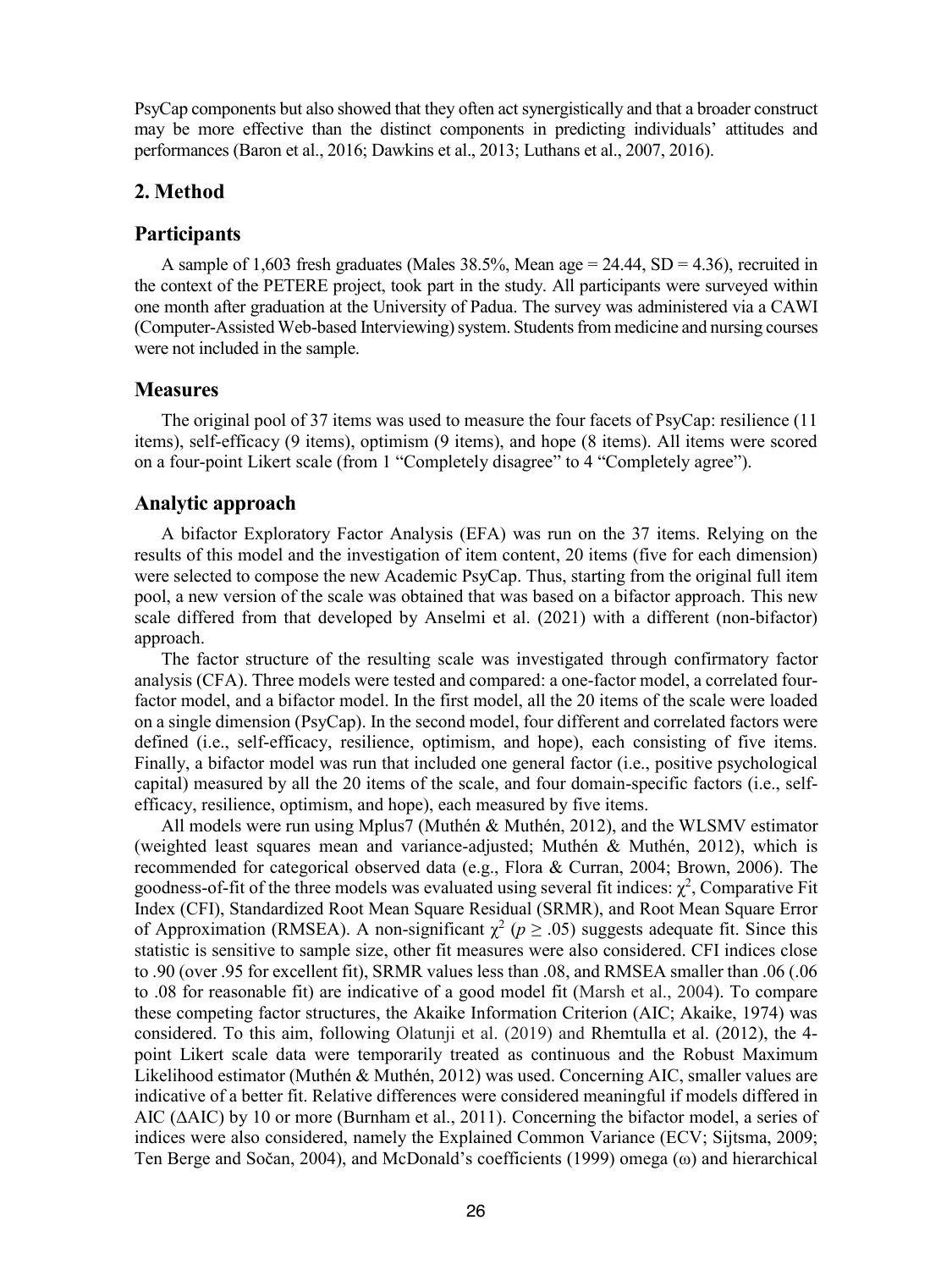PsyCap components but also showed that they often act synergistically and that a broader construct may be more effective than the distinct components in predicting individuals' attitudes and performances (Baron et al., 2016; Dawkins et al., 2013; Luthans et al., 2007, 2016).

## 2. Method

### Participants

A sample of 1,603 fresh graduates (Males 38.5%, Mean age = 24.44, SD = 4.36), recruited in the context of the PETERE project, took part in the study. All participants were surveyed within one month after graduation at the University of Padua. The survey was administered via a CAWI (Computer-Assisted Web-based Interviewing) system. Students from medicine and nursing courses were not included in the sample.

### Measures

The original pool of 37 items was used to measure the four facets of PsyCap: resilience (11 items), self-efficacy (9 items), optimism (9 items), and hope (8 items). All items were scored on a four-point Likert scale (from 1 "Completely disagree" to 4 "Completely agree").

### Analytic approach

A bifactor Exploratory Factor Analysis (EFA) was run on the 37 items. Relying on the results of this model and the investigation of item content, 20 items (five for each dimension) were selected to compose the new Academic PsyCap. Thus, starting from the original full item pool, a new version of the scale was obtained that was based on a bifactor approach. This new scale differed from that developed by Anselmi et al. (2021) with a different (non-bifactor) approach.

The factor structure of the resulting scale was investigated through confirmatory factor analysis (CFA). Three models were tested and compared: a one-factor model, a correlated four-factor model, and a bifactor model. In the first model, all the 20 items of the scale were loaded on a single dimension (PsyCap). In the second model, four different and correlated factors were defined (i.e., self-efficacy, resilience, optimism, and hope), each consisting of five items. Finally, a bifactor model was run that included one general factor (i.e., positive psychological capital) measured by all the 20 items of the scale, and four domain-specific factors (i.e., self-efficacy, resilience, optimism, and hope), each measured by five items.

All models were run using Mplus7 (Muthén & Muthén, 2012), and the WLSMV estimator (weighted least squares mean and variance-adjusted; Muthén & Muthén, 2012), which is recommended for categorical observed data (e.g., Flora & Curran, 2004; Brown, 2006). The goodness-of-fit of the three models was evaluated using several fit indices: $\chi^2$, Comparative Fit Index (CFI), Standardized Root Mean Square Residual (SRMR), and Root Mean Square Error of Approximation (RMSEA). A non-significant $\chi^2$ ($p \geq .05$) suggests adequate fit. Since this statistic is sensitive to sample size, other fit measures were also considered. CFI indices close to .90 (over .95 for excellent fit), SRMR values less than .08, and RMSEA smaller than .06 (.06 to .08 for reasonable fit) are indicative of a good model fit (Marsh et al., 2004). To compare these competing factor structures, the Akaike Information Criterion (AIC; Akaike, 1974) was considered. To this aim, following Olatunji et al. (2019) and Rhemtulla et al. (2012), the 4-point Likert scale data were temporarily treated as continuous and the Robust Maximum Likelihood estimator (Muthén & Muthén, 2012) was used. Concerning AIC, smaller values are indicative of a better fit. Relative differences were considered meaningful if models differed in AIC ($\Delta$AIC) by 10 or more (Burnham et al., 2011). Concerning the bifactor model, a series of indices were also considered, namely the Explained Common Variance (ECV; Sijtsma, 2009; Ten Berge and Sočan, 2004), and McDonald's coefficients (1999) omega ($\omega$) and hierarchical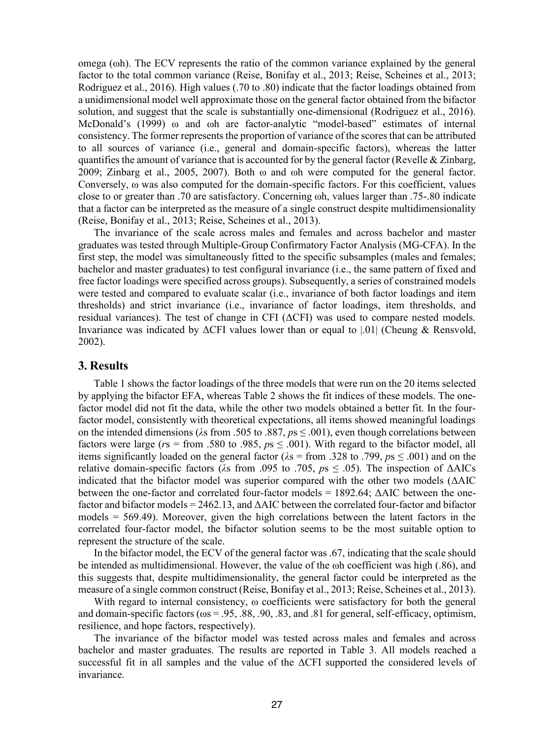omega (ωh). The ECV represents the ratio of the common variance explained by the general factor to the total common variance (Reise, Bonifay et al., 2013; Reise, Scheines et al., 2013; Rodriguez et al., 2016). High values (.70 to .80) indicate that the factor loadings obtained from a unidimensional model well approximate those on the general factor obtained from the bifactor solution, and suggest that the scale is substantially one-dimensional (Rodriguez et al., 2016). McDonald's (1999) ω and ωh are factor-analytic "model-based" estimates of internal consistency. The former represents the proportion of variance of the scores that can be attributed to all sources of variance (i.e., general and domain-specific factors), whereas the latter quantifies the amount of variance that is accounted for by the general factor (Revelle & Zinbarg, 2009; Zinbarg et al., 2005, 2007). Both ω and ωh were computed for the general factor. Conversely, ω was also computed for the domain-specific factors. For this coefficient, values close to or greater than .70 are satisfactory. Concerning ωh, values larger than .75-.80 indicate that a factor can be interpreted as the measure of a single construct despite multidimensionality (Reise, Bonifay et al., 2013; Reise, Scheines et al., 2013).

The invariance of the scale across males and females and across bachelor and master graduates was tested through Multiple-Group Confirmatory Factor Analysis (MG-CFA). In the first step, the model was simultaneously fitted to the specific subsamples (males and females; bachelor and master graduates) to test configural invariance (i.e., the same pattern of fixed and free factor loadings were specified across groups). Subsequently, a series of constrained models were tested and compared to evaluate scalar (i.e., invariance of both factor loadings and item thresholds) and strict invariance (i.e., invariance of factor loadings, item thresholds, and residual variances). The test of change in CFI (ΔCFI) was used to compare nested models. Invariance was indicated by ΔCFI values lower than or equal to |.01| (Cheung & Rensvold, 2002).

## 3. Results

Table 1 shows the factor loadings of the three models that were run on the 20 items selected by applying the bifactor EFA, whereas Table 2 shows the fit indices of these models. The one-factor model did not fit the data, while the other two models obtained a better fit. In the four-factor model, consistently with theoretical expectations, all items showed meaningful loadings on the intended dimensions ($\lambda$s from .505 to .887, $p$s $\leq$ .001), even though correlations between factors were large ($r$s = from .580 to .985, $p$s $\leq$ .001). With regard to the bifactor model, all items significantly loaded on the general factor ($\lambda$s = from .328 to .799, $p$s $\leq$ .001) and on the relative domain-specific factors ($\lambda$s from .095 to .705, $p$s $\leq$ .05). The inspection of ΔAICs indicated that the bifactor model was superior compared with the other two models (ΔAIC between the one-factor and correlated four-factor models = 1892.64; ΔAIC between the one-factor and bifactor models = 2462.13, and ΔAIC between the correlated four-factor and bifactor models = 569.49). Moreover, given the high correlations between the latent factors in the correlated four-factor model, the bifactor solution seems to be the most suitable option to represent the structure of the scale.

In the bifactor model, the ECV of the general factor was .67, indicating that the scale should be intended as multidimensional. However, the value of the ωh coefficient was high (.86), and this suggests that, despite multidimensionality, the general factor could be interpreted as the measure of a single common construct (Reise, Bonifay et al., 2013; Reise, Scheines et al., 2013).

With regard to internal consistency, ω coefficients were satisfactory for both the general and domain-specific factors (ωs = .95, .88, .90, .83, and .81 for general, self-efficacy, optimism, resilience, and hope factors, respectively).

The invariance of the bifactor model was tested across males and females and across bachelor and master graduates. The results are reported in Table 3. All models reached a successful fit in all samples and the value of the ΔCFI supported the considered levels of invariance.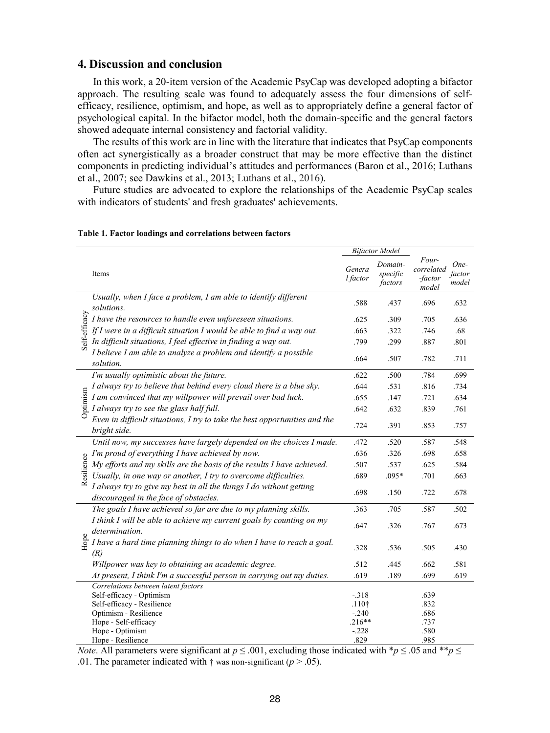## 4. Discussion and conclusion

In this work, a 20-item version of the Academic PsyCap was developed adopting a bifactor approach. The resulting scale was found to adequately assess the four dimensions of self-efficacy, resilience, optimism, and hope, as well as to appropriately define a general factor of psychological capital. In the bifactor model, both the domain-specific and the general factors showed adequate internal consistency and factorial validity.

The results of this work are in line with the literature that indicates that PsyCap components often act synergistically as a broader construct that may be more effective than the distinct components in predicting individual's attitudes and performances (Baron et al., 2016; Luthans et al., 2007; see Dawkins et al., 2013; Luthans et al., 2016).

Future studies are advocated to explore the relationships of the Academic PsyCap scales with indicators of students' and fresh graduates' achievements.

**Table 1. Factor loadings and correlations between factors**

| | Items | *Bifactor Model* | | *Four-correlated-factor model* | *One-factor model* |
|---|---|---|---|---|---|
| | | *General factor* | *Domain-specific factors* | | |
| Self-efficacy | *Usually, when I face a problem, I am able to identify different solutions.* | .588 | .437 | .696 | .632 |
| | *I have the resources to handle even unforeseen situations.* | .625 | .309 | .705 | .636 |
| | *If I were in a difficult situation I would be able to find a way out.* | .663 | .322 | .746 | .68 |
| | *In difficult situations, I feel effective in finding a way out.* | .799 | .299 | .887 | .801 |
| | *I believe I am able to analyze a problem and identify a possible solution.* | .664 | .507 | .782 | .711 |
| Optimism | *I'm usually optimistic about the future.* | .622 | .500 | .784 | .699 |
| | *I always try to believe that behind every cloud there is a blue sky.* | .644 | .531 | .816 | .734 |
| | *I am convinced that my willpower will prevail over bad luck.* | .655 | .147 | .721 | .634 |
| | *I always try to see the glass half full.* | .642 | .632 | .839 | .761 |
| | *Even in difficult situations, I try to take the best opportunities and the bright side.* | .724 | .391 | .853 | .757 |
| Resilience | *Until now, my successes have largely depended on the choices I made.* | .472 | .520 | .587 | .548 |
| | *I'm proud of everything I have achieved by now.* | .636 | .326 | .698 | .658 |
| | *My efforts and my skills are the basis of the results I have achieved.* | .507 | .537 | .625 | .584 |
| | *Usually, in one way or another, I try to overcome difficulties.* | .689 | .095* | .701 | .663 |
| | *I always try to give my best in all the things I do without getting discouraged in the face of obstacles.* | .698 | .150 | .722 | .678 |
| Hope | *The goals I have achieved so far are due to my planning skills.* | .363 | .705 | .587 | .502 |
| | *I think I will be able to achieve my current goals by counting on my determination.* | .647 | .326 | .767 | .673 |
| | *I have a hard time planning things to do when I have to reach a goal. (R)* | .328 | .536 | .505 | .430 |
| | *Willpower was key to obtaining an academic degree.* | .512 | .445 | .662 | .581 |
| | *At present, I think I'm a successful person in carrying out my duties.* | .619 | .189 | .699 | .619 |
| | *Correlations between latent factors* | | | | |
| | Self-efficacy - Optimism | -.318 | | .639 | |
| | Self-efficacy - Resilience | .110† | | .832 | |
| | Optimism - Resilience | -.240 | | .686 | |
| | Hope - Self-efficacy | .216** | | .737 | |
| | Hope - Optimism | -.228 | | .580 | |
| | Hope - Resilience | .829 | | .985 | |

*Note*. All parameters were significant at $p \leq .001$, excluding those indicated with * $p \leq .05$ and ** $p \leq .01$. The parameter indicated with † was non-significant ($p > .05$).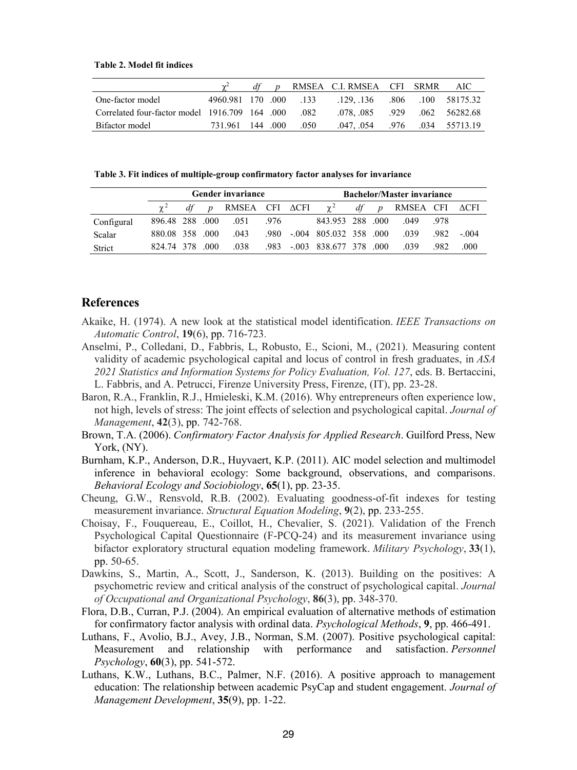**Table 2. Model fit indices**

| | $\chi^2$ | *df* | *p* | RMSEA | C.I. RMSEA | CFI | SRMR | AIC |
|---|---|---|---|---|---|---|---|---|
| One-factor model | 4960.981 | 170 | .000 | .133 | .129, .136 | .806 | .100 | 58175.32 |
| Correlated four-factor model | 1916.709 | 164 | .000 | .082 | .078, .085 | .929 | .062 | 56282.68 |
| Bifactor model | 731.961 | 144 | .000 | .050 | .047, .054 | .976 | .034 | 55713.19 |

**Table 3. Fit indices of multiple-group confirmatory factor analyses for invariance**

| | Gender invariance | | | | | | Bachelor/Master invariance | | | | | |
|---|---|---|---|---|---|---|---|---|---|---|---|---|
| | $\chi^2$ | *df* | *p* | RMSEA | CFI | ΔCFI | $\chi^2$ | *df* | *p* | RMSEA | CFI | ΔCFI |
| Configural | 896.48 | 288 | .000 | .051 | .976 | | 843.953 | 288 | .000 | .049 | .978 | |
| Scalar | 880.08 | 358 | .000 | .043 | .980 | -.004 | 805.032 | 358 | .000 | .039 | .982 | -.004 |
| Strict | 824.74 | 378 | .000 | .038 | .983 | -.003 | 838.677 | 378 | .000 | .039 | .982 | .000 |

## References

Akaike, H. (1974). A new look at the statistical model identification. *IEEE Transactions on Automatic Control*, **19**(6), pp. 716-723.

Anselmi, P., Colledani, D., Fabbris, L, Robusto, E., Scioni, M., (2021). Measuring content validity of academic psychological capital and locus of control in fresh graduates, in *ASA 2021 Statistics and Information Systems for Policy Evaluation, Vol. 127*, eds. B. Bertaccini, L. Fabbris, and A. Petrucci, Firenze University Press, Firenze, (IT), pp. 23-28.

Baron, R.A., Franklin, R.J., Hmieleski, K.M. (2016). Why entrepreneurs often experience low, not high, levels of stress: The joint effects of selection and psychological capital. *Journal of Management*, **42**(3), pp. 742-768.

Brown, T.A. (2006). *Confirmatory Factor Analysis for Applied Research*. Guilford Press, New York, (NY).

Burnham, K.P., Anderson, D.R., Huyvaert, K.P. (2011). AIC model selection and multimodel inference in behavioral ecology: Some background, observations, and comparisons. *Behavioral Ecology and Sociobiology*, **65**(1), pp. 23-35.

Cheung, G.W., Rensvold, R.B. (2002). Evaluating goodness-of-fit indexes for testing measurement invariance. *Structural Equation Modeling*, **9**(2), pp. 233-255.

Choisay, F., Fouquereau, E., Coillot, H., Chevalier, S. (2021). Validation of the French Psychological Capital Questionnaire (F-PCQ-24) and its measurement invariance using bifactor exploratory structural equation modeling framework. *Military Psychology*, **33**(1), pp. 50-65.

Dawkins, S., Martin, A., Scott, J., Sanderson, K. (2013). Building on the positives: A psychometric review and critical analysis of the construct of psychological capital. *Journal of Occupational and Organizational Psychology*, **86**(3), pp. 348-370.

Flora, D.B., Curran, P.J. (2004). An empirical evaluation of alternative methods of estimation for confirmatory factor analysis with ordinal data. *Psychological Methods*, **9**, pp. 466-491.

Luthans, F., Avolio, B.J., Avey, J.B., Norman, S.M. (2007). Positive psychological capital: Measurement and relationship with performance and satisfaction. *Personnel Psychology*, **60**(3), pp. 541-572.

Luthans, K.W., Luthans, B.C., Palmer, N.F. (2016). A positive approach to management education: The relationship between academic PsyCap and student engagement. *Journal of Management Development*, **35**(9), pp. 1-22.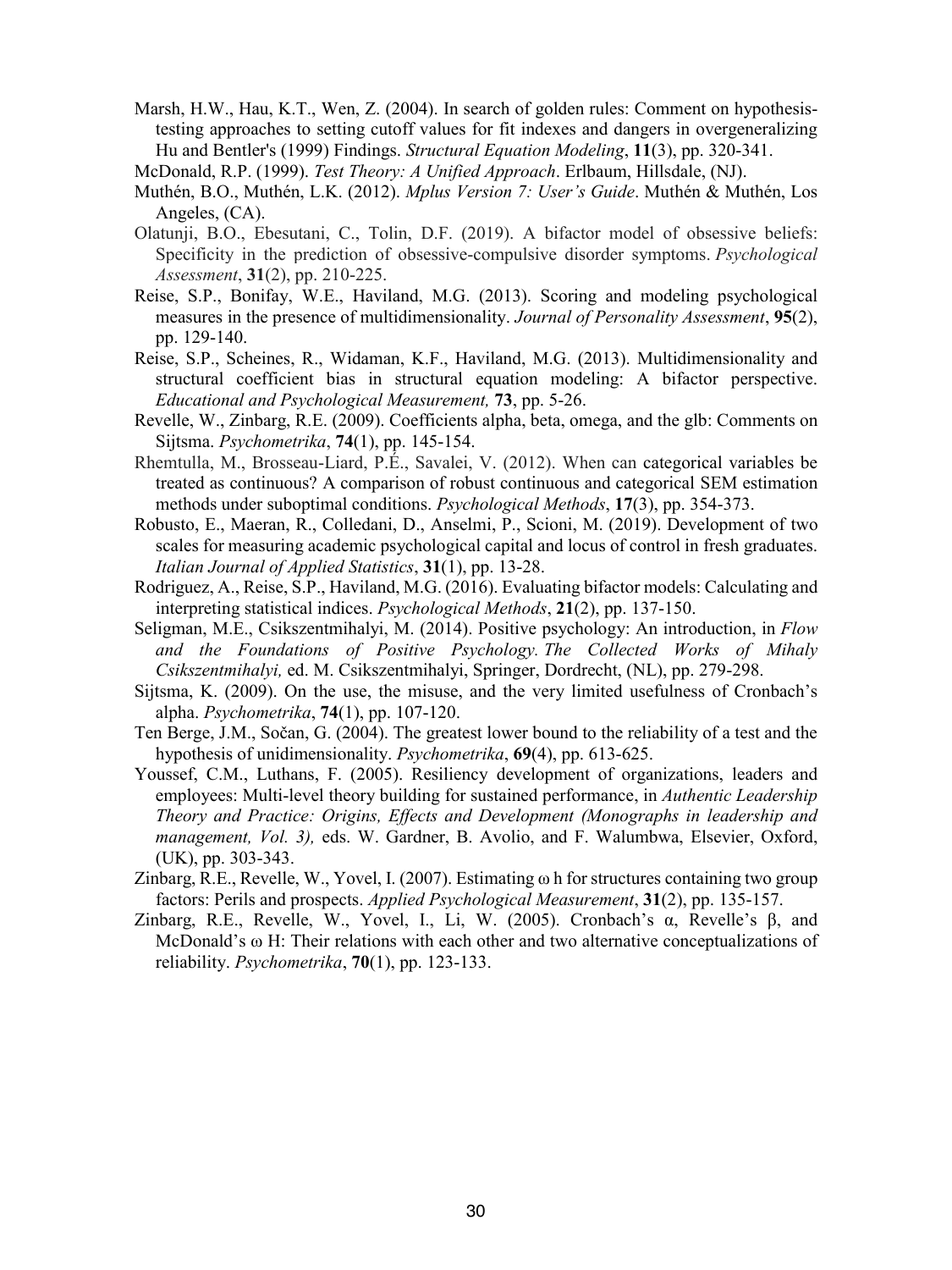Marsh, H.W., Hau, K.T., Wen, Z. (2004). In search of golden rules: Comment on hypothesis-testing approaches to setting cutoff values for fit indexes and dangers in overgeneralizing Hu and Bentler's (1999) Findings. *Structural Equation Modeling*, **11**(3), pp. 320-341.

McDonald, R.P. (1999). *Test Theory: A Unified Approach*. Erlbaum, Hillsdale, (NJ).

Muthén, B.O., Muthén, L.K. (2012). *Mplus Version 7: User's Guide*. Muthén & Muthén, Los Angeles, (CA).

Olatunji, B.O., Ebesutani, C., Tolin, D.F. (2019). A bifactor model of obsessive beliefs: Specificity in the prediction of obsessive-compulsive disorder symptoms. *Psychological Assessment*, **31**(2), pp. 210-225.

Reise, S.P., Bonifay, W.E., Haviland, M.G. (2013). Scoring and modeling psychological measures in the presence of multidimensionality. *Journal of Personality Assessment*, **95**(2), pp. 129-140.

Reise, S.P., Scheines, R., Widaman, K.F., Haviland, M.G. (2013). Multidimensionality and structural coefficient bias in structural equation modeling: A bifactor perspective. *Educational and Psychological Measurement,* **73**, pp. 5-26.

Revelle, W., Zinbarg, R.E. (2009). Coefficients alpha, beta, omega, and the glb: Comments on Sijtsma. *Psychometrika*, **74**(1), pp. 145-154.

Rhemtulla, M., Brosseau-Liard, P.É., Savalei, V. (2012). When can categorical variables be treated as continuous? A comparison of robust continuous and categorical SEM estimation methods under suboptimal conditions. *Psychological Methods*, **17**(3), pp. 354-373.

Robusto, E., Maeran, R., Colledani, D., Anselmi, P., Scioni, M. (2019). Development of two scales for measuring academic psychological capital and locus of control in fresh graduates. *Italian Journal of Applied Statistics*, **31**(1), pp. 13-28.

Rodriguez, A., Reise, S.P., Haviland, M.G. (2016). Evaluating bifactor models: Calculating and interpreting statistical indices. *Psychological Methods*, **21**(2), pp. 137-150.

Seligman, M.E., Csikszentmihalyi, M. (2014). Positive psychology: An introduction, in *Flow and the Foundations of Positive Psychology. The Collected Works of Mihaly Csikszentmihalyi,* ed. M. Csikszentmihalyi, Springer, Dordrecht, (NL), pp. 279-298.

Sijtsma, K. (2009). On the use, the misuse, and the very limited usefulness of Cronbach's alpha. *Psychometrika*, **74**(1), pp. 107-120.

Ten Berge, J.M., Sočan, G. (2004). The greatest lower bound to the reliability of a test and the hypothesis of unidimensionality. *Psychometrika*, **69**(4), pp. 613-625.

Youssef, C.M., Luthans, F. (2005). Resiliency development of organizations, leaders and employees: Multi-level theory building for sustained performance, in *Authentic Leadership Theory and Practice: Origins, Effects and Development (Monographs in leadership and management, Vol. 3),* eds. W. Gardner, B. Avolio, and F. Walumbwa, Elsevier, Oxford, (UK), pp. 303-343.

Zinbarg, R.E., Revelle, W., Yovel, I. (2007). Estimating ω h for structures containing two group factors: Perils and prospects. *Applied Psychological Measurement*, **31**(2), pp. 135-157.

Zinbarg, R.E., Revelle, W., Yovel, I., Li, W. (2005). Cronbach's α, Revelle's β, and McDonald's ω H: Their relations with each other and two alternative conceptualizations of reliability. *Psychometrika*, **70**(1), pp. 123-133.